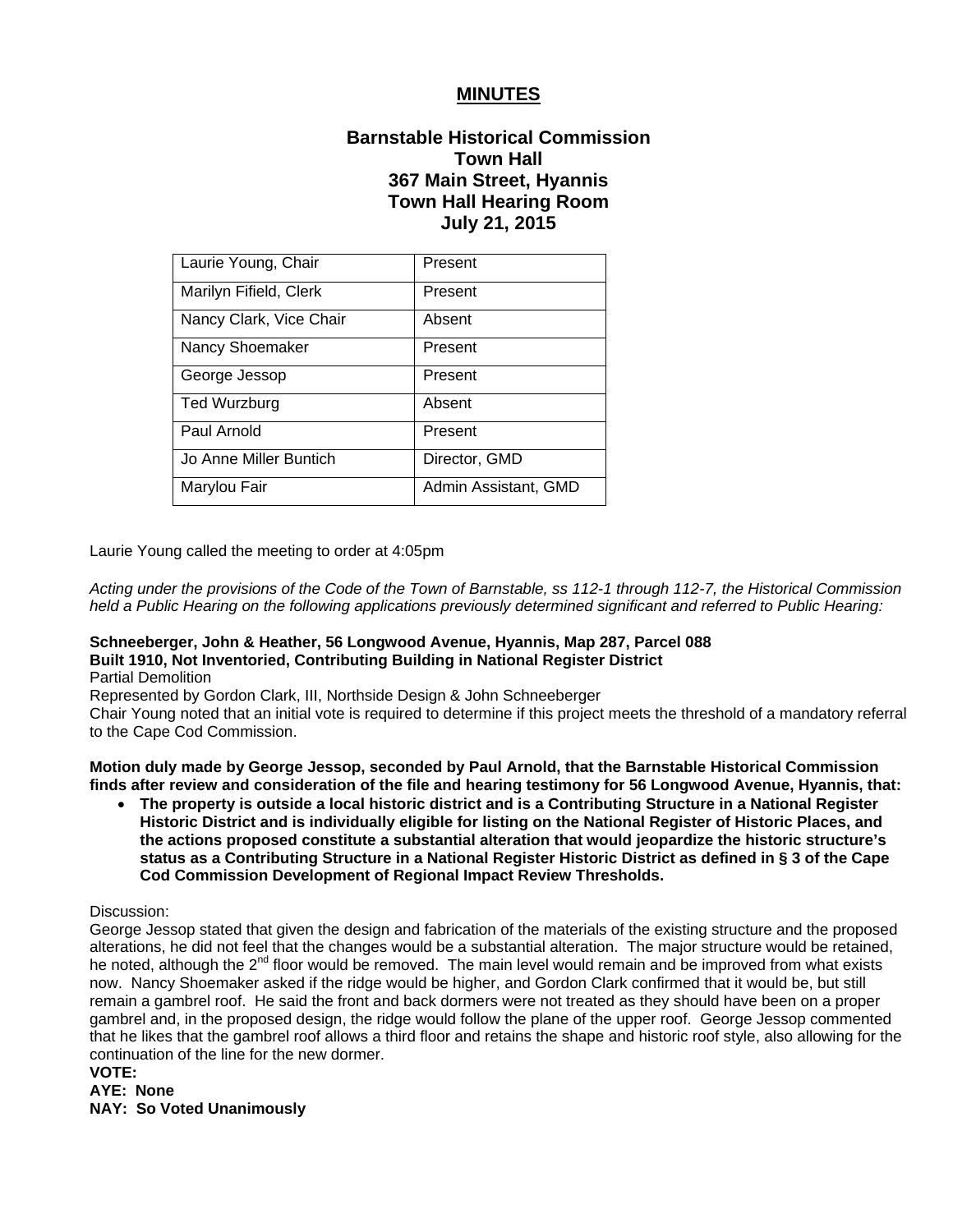# MINUTES

## Barnstable Historical Commission
## Town Hall
## 367 Main Street, Hyannis
## Town Hall Hearing Room
## July 21, 2015

| | |
|---|---|
| Laurie Young, Chair | Present |
| Marilyn Fifield, Clerk | Present |
| Nancy Clark, Vice Chair | Absent |
| Nancy Shoemaker | Present |
| George Jessop | Present |
| Ted Wurzburg | Absent |
| Paul Arnold | Present |
| Jo Anne Miller Buntich | Director, GMD |
| Marylou Fair | Admin Assistant, GMD |

Laurie Young called the meeting to order at 4:05pm

*Acting under the provisions of the Code of the Town of Barnstable, ss 112-1 through 112-7, the Historical Commission held a Public Hearing on the following applications previously determined significant and referred to Public Hearing:*

**Schneeberger, John & Heather, 56 Longwood Avenue, Hyannis, Map 287, Parcel 088**
**Built 1910, Not Inventoried, Contributing Building in National Register District**
Partial Demolition
Represented by Gordon Clark, III, Northside Design & John Schneeberger
Chair Young noted that an initial vote is required to determine if this project meets the threshold of a mandatory referral to the Cape Cod Commission.

**Motion duly made by George Jessop, seconded by Paul Arnold, that the Barnstable Historical Commission finds after review and consideration of the file and hearing testimony for 56 Longwood Avenue, Hyannis, that:**

- **The property is outside a local historic district and is a Contributing Structure in a National Register Historic District and is individually eligible for listing on the National Register of Historic Places, and the actions proposed constitute a substantial alteration that would jeopardize the historic structure's status as a Contributing Structure in a National Register Historic District as defined in § 3 of the Cape Cod Commission Development of Regional Impact Review Thresholds.**

Discussion:
George Jessop stated that given the design and fabrication of the materials of the existing structure and the proposed alterations, he did not feel that the changes would be a substantial alteration. The major structure would be retained, he noted, although the 2nd floor would be removed. The main level would remain and be improved from what exists now. Nancy Shoemaker asked if the ridge would be higher, and Gordon Clark confirmed that it would be, but still remain a gambrel roof. He said the front and back dormers were not treated as they should have been on a proper gambrel and, in the proposed design, the ridge would follow the plane of the upper roof. George Jessop commented that he likes that the gambrel roof allows a third floor and retains the shape and historic roof style, also allowing for the continuation of the line for the new dormer.

**VOTE:**
**AYE: None**
**NAY: So Voted Unanimously**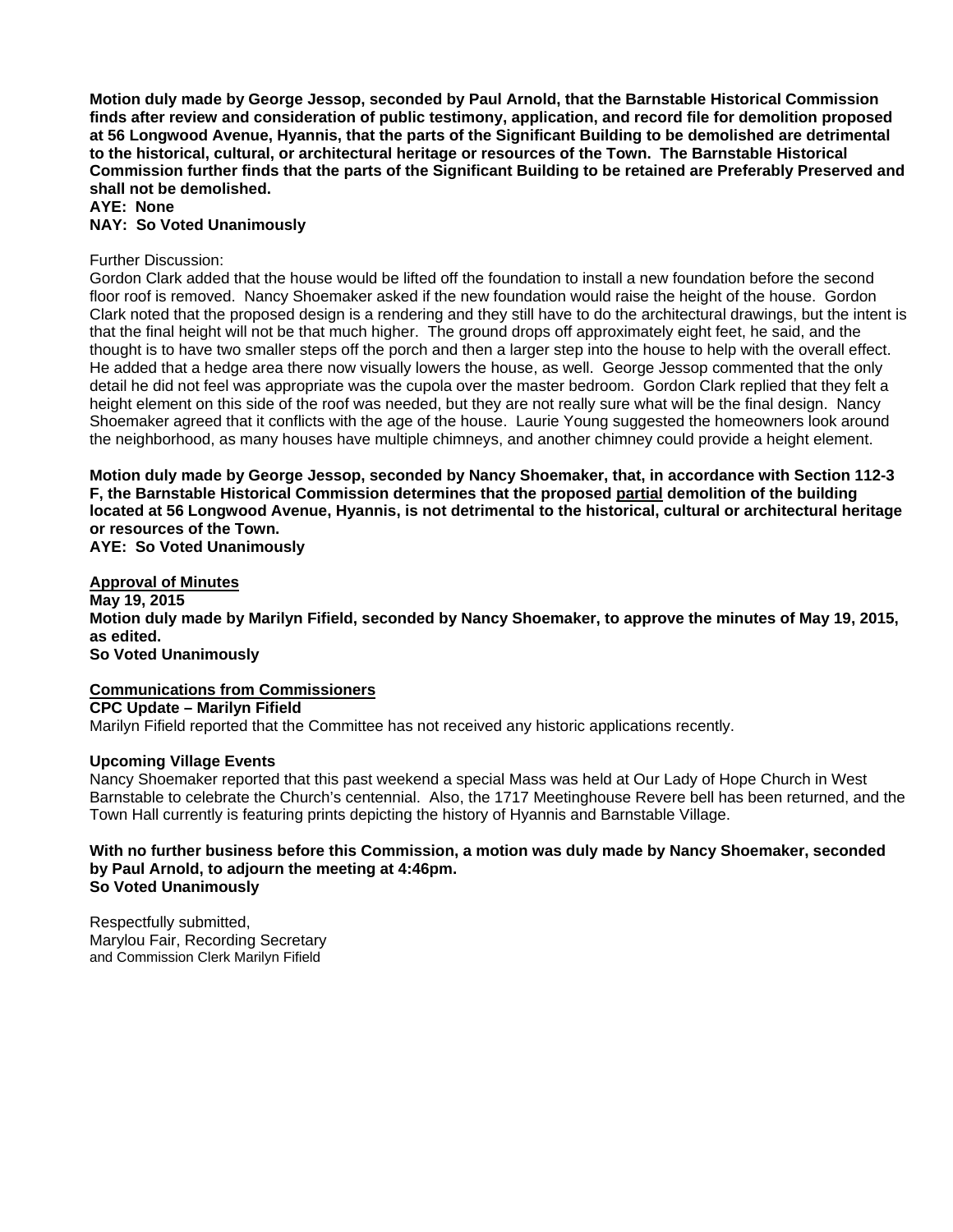**Motion duly made by George Jessop, seconded by Paul Arnold, that the Barnstable Historical Commission finds after review and consideration of public testimony, application, and record file for demolition proposed at 56 Longwood Avenue, Hyannis, that the parts of the Significant Building to be demolished are detrimental to the historical, cultural, or architectural heritage or resources of the Town. The Barnstable Historical Commission further finds that the parts of the Significant Building to be retained are Preferably Preserved and shall not be demolished.**
**AYE: None**
**NAY: So Voted Unanimously**

Further Discussion:
Gordon Clark added that the house would be lifted off the foundation to install a new foundation before the second floor roof is removed. Nancy Shoemaker asked if the new foundation would raise the height of the house. Gordon Clark noted that the proposed design is a rendering and they still have to do the architectural drawings, but the intent is that the final height will not be that much higher. The ground drops off approximately eight feet, he said, and the thought is to have two smaller steps off the porch and then a larger step into the house to help with the overall effect. He added that a hedge area there now visually lowers the house, as well. George Jessop commented that the only detail he did not feel was appropriate was the cupola over the master bedroom. Gordon Clark replied that they felt a height element on this side of the roof was needed, but they are not really sure what will be the final design. Nancy Shoemaker agreed that it conflicts with the age of the house. Laurie Young suggested the homeowners look around the neighborhood, as many houses have multiple chimneys, and another chimney could provide a height element.

**Motion duly made by George Jessop, seconded by Nancy Shoemaker, that, in accordance with Section 112-3 F, the Barnstable Historical Commission determines that the proposed partial demolition of the building located at 56 Longwood Avenue, Hyannis, is not detrimental to the historical, cultural or architectural heritage or resources of the Town.**
**AYE: So Voted Unanimously**

**Approval of Minutes**
**May 19, 2015**
**Motion duly made by Marilyn Fifield, seconded by Nancy Shoemaker, to approve the minutes of May 19, 2015, as edited.**
**So Voted Unanimously**

**Communications from Commissioners**
**CPC Update – Marilyn Fifield**
Marilyn Fifield reported that the Committee has not received any historic applications recently.

**Upcoming Village Events**
Nancy Shoemaker reported that this past weekend a special Mass was held at Our Lady of Hope Church in West Barnstable to celebrate the Church's centennial. Also, the 1717 Meetinghouse Revere bell has been returned, and the Town Hall currently is featuring prints depicting the history of Hyannis and Barnstable Village.

**With no further business before this Commission, a motion was duly made by Nancy Shoemaker, seconded by Paul Arnold, to adjourn the meeting at 4:46pm.**
**So Voted Unanimously**

Respectfully submitted,
Marylou Fair, Recording Secretary
and Commission Clerk Marilyn Fifield